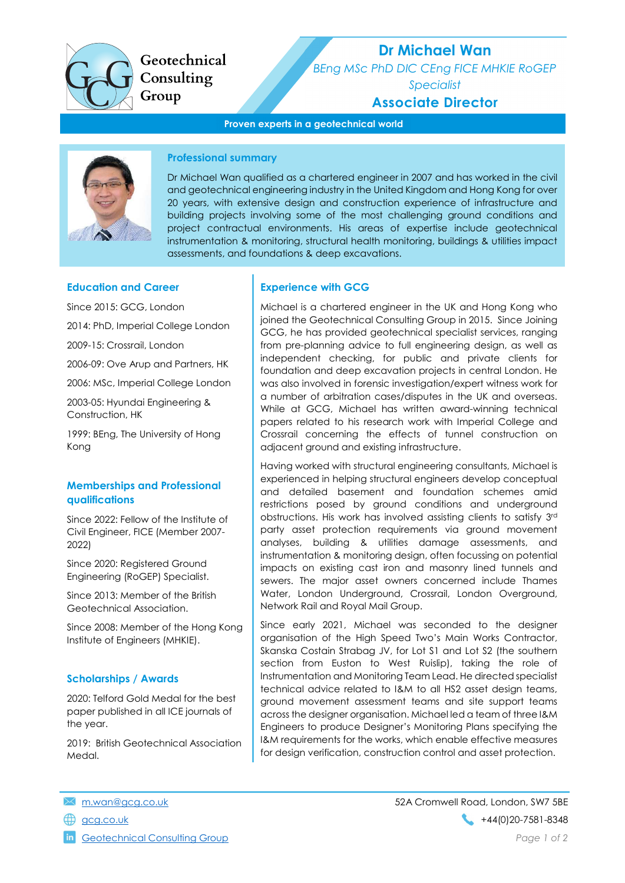Geotechnical Consulting Group

# Dr Michael Wan

*BEng MSc PhD DIC CEng FICE MHKIE RoGEP Specialist*

## Associate Director

**Proven experts in a geotechnical world**

### Professional summary

Dr Michael Wan qualified as a chartered engineer in 2007 and has worked in the civil and geotechnical engineering industry in the United Kingdom and Hong Kong for over 20 years, with extensive design and construction experience of infrastructure and building projects involving some of the most challenging ground conditions and project contractual environments. His areas of expertise include geotechnical instrumentation & monitoring, structural health monitoring, buildings & utilities impact assessments, and foundations & deep excavations.

### Education and Career

Since 2015: GCG, London

2014: PhD, Imperial College London

2009-15: Crossrail, London

2006-09: Ove Arup and Partners, HK

2006: MSc, Imperial College London

2003-05: Hyundai Engineering & Construction, HK

1999: BEng, The University of Hong Kong

### Memberships and Professional qualifications

Since 2022: Fellow of the Institute of Civil Engineer, FICE (Member 2007-2022)

Since 2020: Registered Ground Engineering (RoGEP) Specialist.

Since 2013: Member of the British Geotechnical Association.

Since 2008: Member of the Hong Kong Institute of Engineers (MHKIE).

### Scholarships / Awards

2020: Telford Gold Medal for the best paper published in all ICE journals of the year.

2019: British Geotechnical Association Medal.

### Experience with GCG

Michael is a chartered engineer in the UK and Hong Kong who joined the Geotechnical Consulting Group in 2015. Since Joining GCG, he has provided geotechnical specialist services, ranging from pre-planning advice to full engineering design, as well as independent checking, for public and private clients for foundation and deep excavation projects in central London. He was also involved in forensic investigation/expert witness work for a number of arbitration cases/disputes in the UK and overseas. While at GCG, Michael has written award-winning technical papers related to his research work with Imperial College and Crossrail concerning the effects of tunnel construction on adjacent ground and existing infrastructure.

Having worked with structural engineering consultants, Michael is experienced in helping structural engineers develop conceptual and detailed basement and foundation schemes amid restrictions posed by ground conditions and underground obstructions. His work has involved assisting clients to satisfy 3rd party asset protection requirements via ground movement analyses, building & utilities damage assessments, and instrumentation & monitoring design, often focussing on potential impacts on existing cast iron and masonry lined tunnels and sewers. The major asset owners concerned include Thames Water, London Underground, Crossrail, London Overground, Network Rail and Royal Mail Group.

Since early 2021, Michael was seconded to the designer organisation of the High Speed Two's Main Works Contractor, Skanska Costain Strabag JV, for Lot S1 and Lot S2 (the southern section from Euston to West Ruislip), taking the role of Instrumentation and Monitoring Team Lead. He directed specialist technical advice related to I&M to all HS2 asset design teams, ground movement assessment teams and site support teams across the designer organisation. Michael led a team of three I&M Engineers to produce Designer's Monitoring Plans specifying the I&M requirements for the works, which enable effective measures for design verification, construction control and asset protection.

m.wan@gcg.co.uk

gcg.co.uk

Geotechnical Consulting Group

52A Cromwell Road, London, SW7 5BE

+44(0)20-7581-8348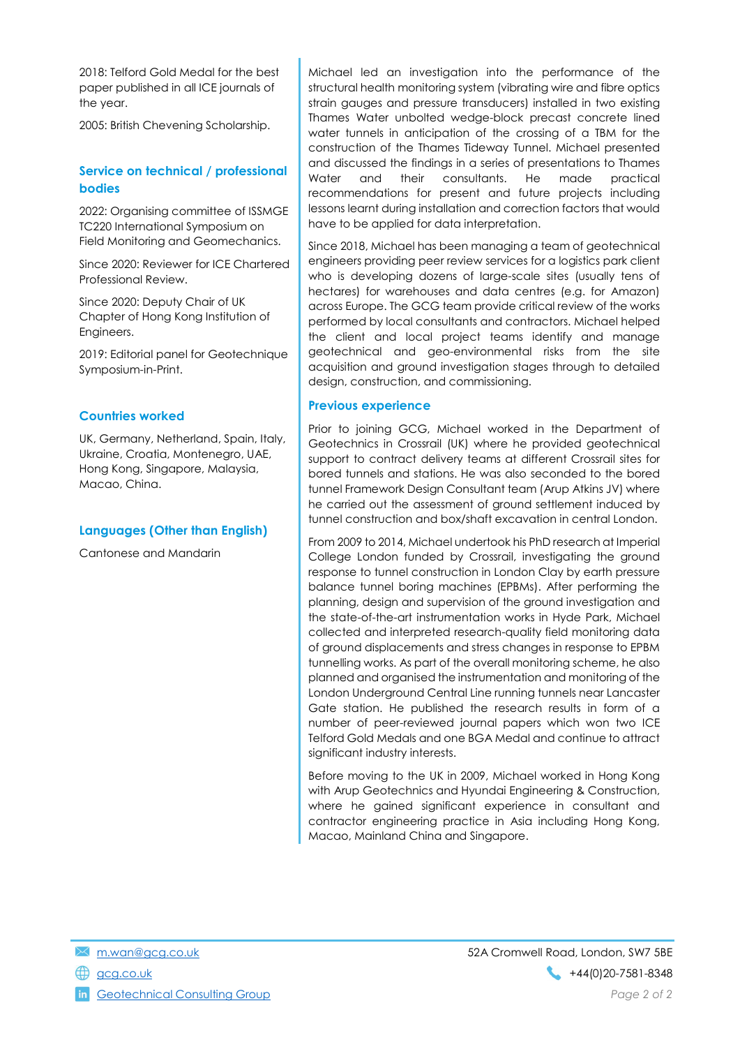2018: Telford Gold Medal for the best paper published in all ICE journals of the year.

2005: British Chevening Scholarship.

## Service on technical / professional bodies

2022: Organising committee of ISSMGE TC220 International Symposium on Field Monitoring and Geomechanics.

Since 2020: Reviewer for ICE Chartered Professional Review.

Since 2020: Deputy Chair of UK Chapter of Hong Kong Institution of Engineers.

2019: Editorial panel for Geotechnique Symposium-in-Print.

## Countries worked

UK, Germany, Netherland, Spain, Italy, Ukraine, Croatia, Montenegro, UAE, Hong Kong, Singapore, Malaysia, Macao, China.

## Languages (Other than English)

Cantonese and Mandarin

Michael led an investigation into the performance of the structural health monitoring system (vibrating wire and fibre optics strain gauges and pressure transducers) installed in two existing Thames Water unbolted wedge-block precast concrete lined water tunnels in anticipation of the crossing of a TBM for the construction of the Thames Tideway Tunnel. Michael presented and discussed the findings in a series of presentations to Thames Water and their consultants. He made practical recommendations for present and future projects including lessons learnt during installation and correction factors that would have to be applied for data interpretation.

Since 2018, Michael has been managing a team of geotechnical engineers providing peer review services for a logistics park client who is developing dozens of large-scale sites (usually tens of hectares) for warehouses and data centres (e.g. for Amazon) across Europe. The GCG team provide critical review of the works performed by local consultants and contractors. Michael helped the client and local project teams identify and manage geotechnical and geo-environmental risks from the site acquisition and ground investigation stages through to detailed design, construction, and commissioning.

## Previous experience

Prior to joining GCG, Michael worked in the Department of Geotechnics in Crossrail (UK) where he provided geotechnical support to contract delivery teams at different Crossrail sites for bored tunnels and stations. He was also seconded to the bored tunnel Framework Design Consultant team (Arup Atkins JV) where he carried out the assessment of ground settlement induced by tunnel construction and box/shaft excavation in central London.

From 2009 to 2014, Michael undertook his PhD research at Imperial College London funded by Crossrail, investigating the ground response to tunnel construction in London Clay by earth pressure balance tunnel boring machines (EPBMs). After performing the planning, design and supervision of the ground investigation and the state-of-the-art instrumentation works in Hyde Park, Michael collected and interpreted research-quality field monitoring data of ground displacements and stress changes in response to EPBM tunnelling works. As part of the overall monitoring scheme, he also planned and organised the instrumentation and monitoring of the London Underground Central Line running tunnels near Lancaster Gate station. He published the research results in form of a number of peer-reviewed journal papers which won two ICE Telford Gold Medals and one BGA Medal and continue to attract significant industry interests.

Before moving to the UK in 2009, Michael worked in Hong Kong with Arup Geotechnics and Hyundai Engineering & Construction, where he gained significant experience in consultant and contractor engineering practice in Asia including Hong Kong, Macao, Mainland China and Singapore.

m.wan@gcg.co.uk
gcg.co.uk
Geotechnical Consulting Group

52A Cromwell Road, London, SW7 5BE
+44(0)20-7581-8348